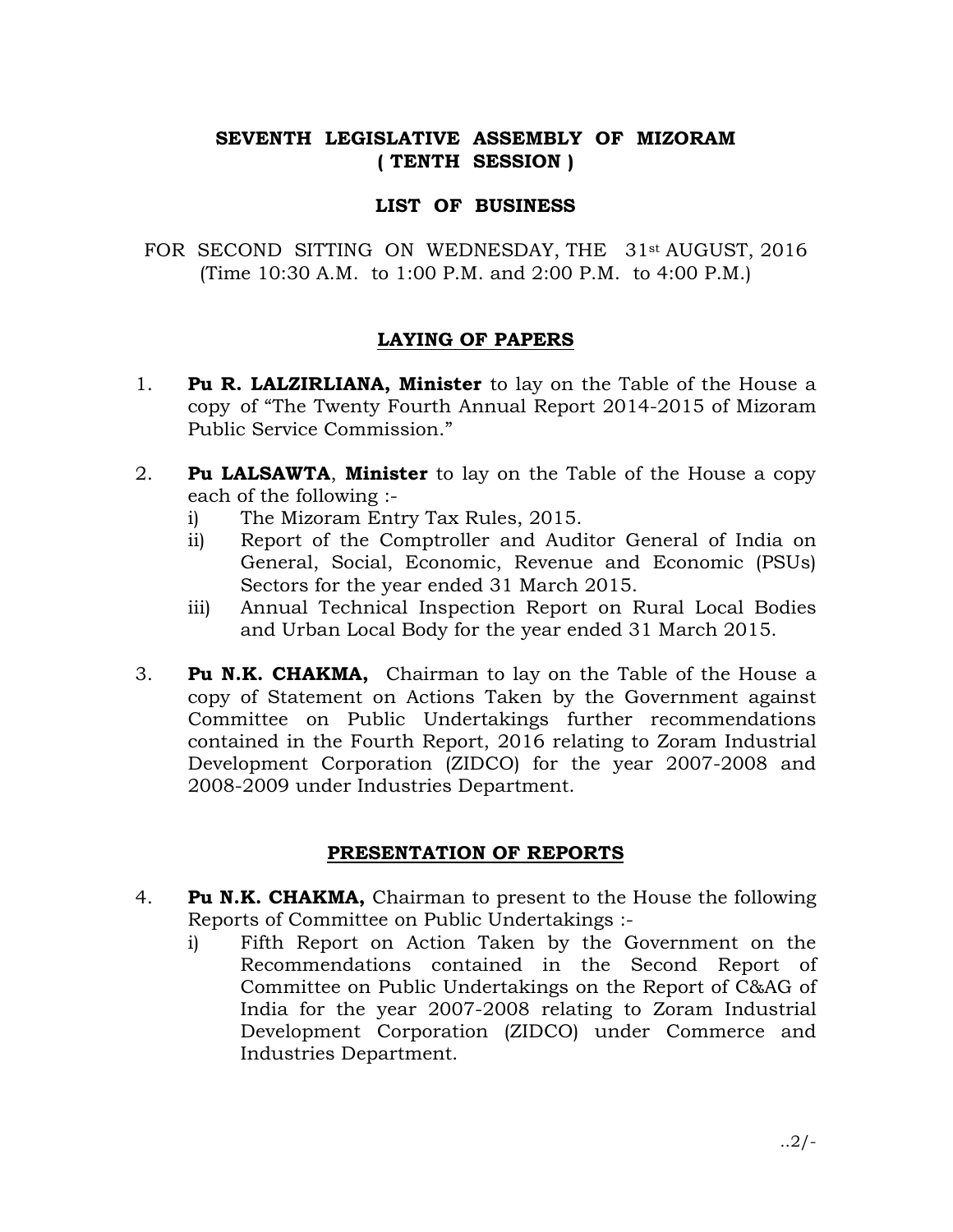**SEVENTH LEGISLATIVE ASSEMBLY OF MIZORAM**
**( TENTH SESSION )**

**LIST OF BUSINESS**

FOR SECOND SITTING ON WEDNESDAY, THE 31st AUGUST, 2016
(Time 10:30 A.M. to 1:00 P.M. and 2:00 P.M. to 4:00 P.M.)

## LAYING OF PAPERS

1. **Pu R. LALZIRLIANA, Minister** to lay on the Table of the House a copy of "The Twenty Fourth Annual Report 2014-2015 of Mizoram Public Service Commission."

2. **Pu LALSAWTA**, **Minister** to lay on the Table of the House a copy each of the following :-
   i) The Mizoram Entry Tax Rules, 2015.
   ii) Report of the Comptroller and Auditor General of India on General, Social, Economic, Revenue and Economic (PSUs) Sectors for the year ended 31 March 2015.
   iii) Annual Technical Inspection Report on Rural Local Bodies and Urban Local Body for the year ended 31 March 2015.

3. **Pu N.K. CHAKMA,** Chairman to lay on the Table of the House a copy of Statement on Actions Taken by the Government against Committee on Public Undertakings further recommendations contained in the Fourth Report, 2016 relating to Zoram Industrial Development Corporation (ZIDCO) for the year 2007-2008 and 2008-2009 under Industries Department.

## PRESENTATION OF REPORTS

4. **Pu N.K. CHAKMA,** Chairman to present to the House the following Reports of Committee on Public Undertakings :-
   i) Fifth Report on Action Taken by the Government on the Recommendations contained in the Second Report of Committee on Public Undertakings on the Report of C&AG of India for the year 2007-2008 relating to Zoram Industrial Development Corporation (ZIDCO) under Commerce and Industries Department.

..2/-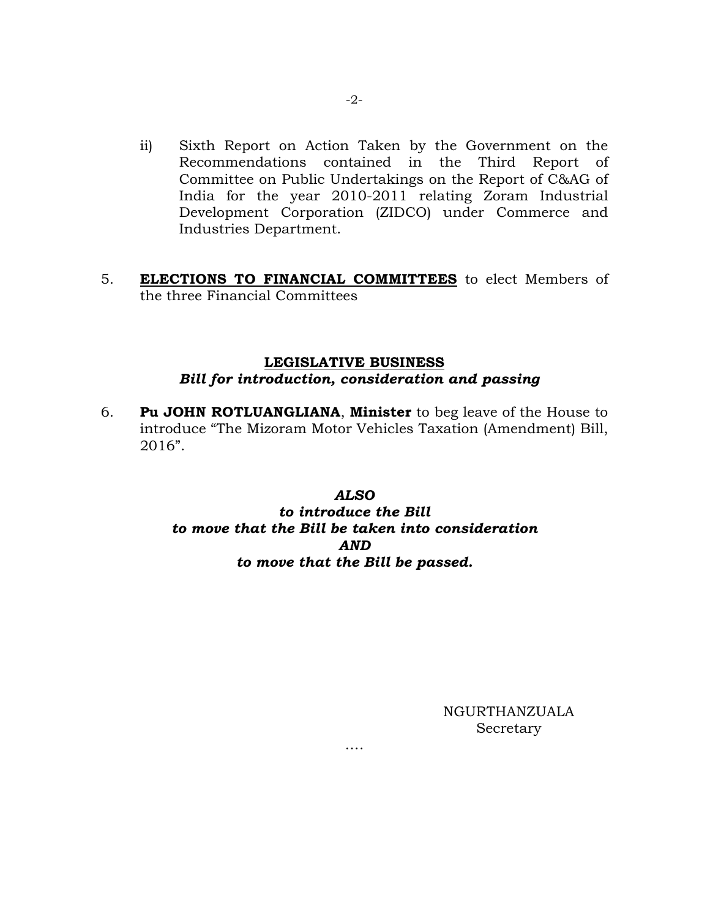ii) Sixth Report on Action Taken by the Government on the Recommendations contained in the Third Report of Committee on Public Undertakings on the Report of C&AG of India for the year 2010-2011 relating Zoram Industrial Development Corporation (ZIDCO) under Commerce and Industries Department.

5. **ELECTIONS TO FINANCIAL COMMITTEES** to elect Members of the three Financial Committees

## LEGISLATIVE BUSINESS

***Bill for introduction, consideration and passing***

6. **Pu JOHN ROTLUANGLIANA**, **Minister** to beg leave of the House to introduce "The Mizoram Motor Vehicles Taxation (Amendment) Bill, 2016".

***ALSO***

***to introduce the Bill***

***to move that the Bill be taken into consideration***

***AND***

***to move that the Bill be passed.***

NGURTHANZUALA
Secretary

….